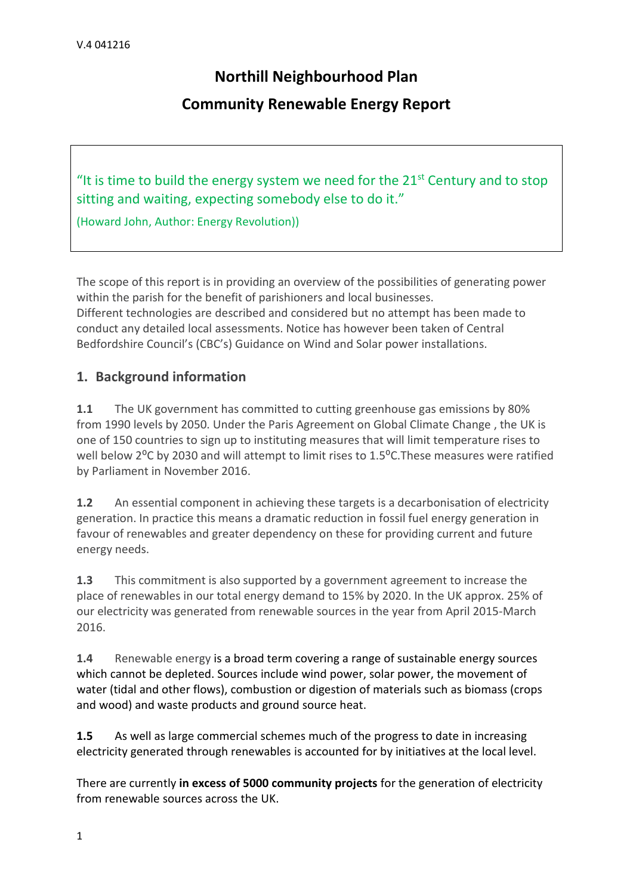V.4 041216

# Northill Neighbourhood Plan

# Community Renewable Energy Report

> "It is time to build the energy system we need for the 21st Century and to stop sitting and waiting, expecting somebody else to do it."
>
> (Howard John, Author: Energy Revolution))

The scope of this report is in providing an overview of the possibilities of generating power within the parish for the benefit of parishioners and local businesses.
Different technologies are described and considered but no attempt has been made to conduct any detailed local assessments. Notice has however been taken of Central Bedfordshire Council's (CBC's) Guidance on Wind and Solar power installations.

## 1. Background information

**1.1** The UK government has committed to cutting greenhouse gas emissions by 80% from 1990 levels by 2050. Under the Paris Agreement on Global Climate Change , the UK is one of 150 countries to sign up to instituting measures that will limit temperature rises to well below 2⁰C by 2030 and will attempt to limit rises to 1.5⁰C.These measures were ratified by Parliament in November 2016.

**1.2** An essential component in achieving these targets is a decarbonisation of electricity generation. In practice this means a dramatic reduction in fossil fuel energy generation in favour of renewables and greater dependency on these for providing current and future energy needs.

**1.3** This commitment is also supported by a government agreement to increase the place of renewables in our total energy demand to 15% by 2020. In the UK approx. 25% of our electricity was generated from renewable sources in the year from April 2015-March 2016.

**1.4** Renewable energy is a broad term covering a range of sustainable energy sources which cannot be depleted. Sources include wind power, solar power, the movement of water (tidal and other flows), combustion or digestion of materials such as biomass (crops and wood) and waste products and ground source heat.

**1.5** As well as large commercial schemes much of the progress to date in increasing electricity generated through renewables is accounted for by initiatives at the local level.

There are currently **in excess of 5000 community projects** for the generation of electricity from renewable sources across the UK.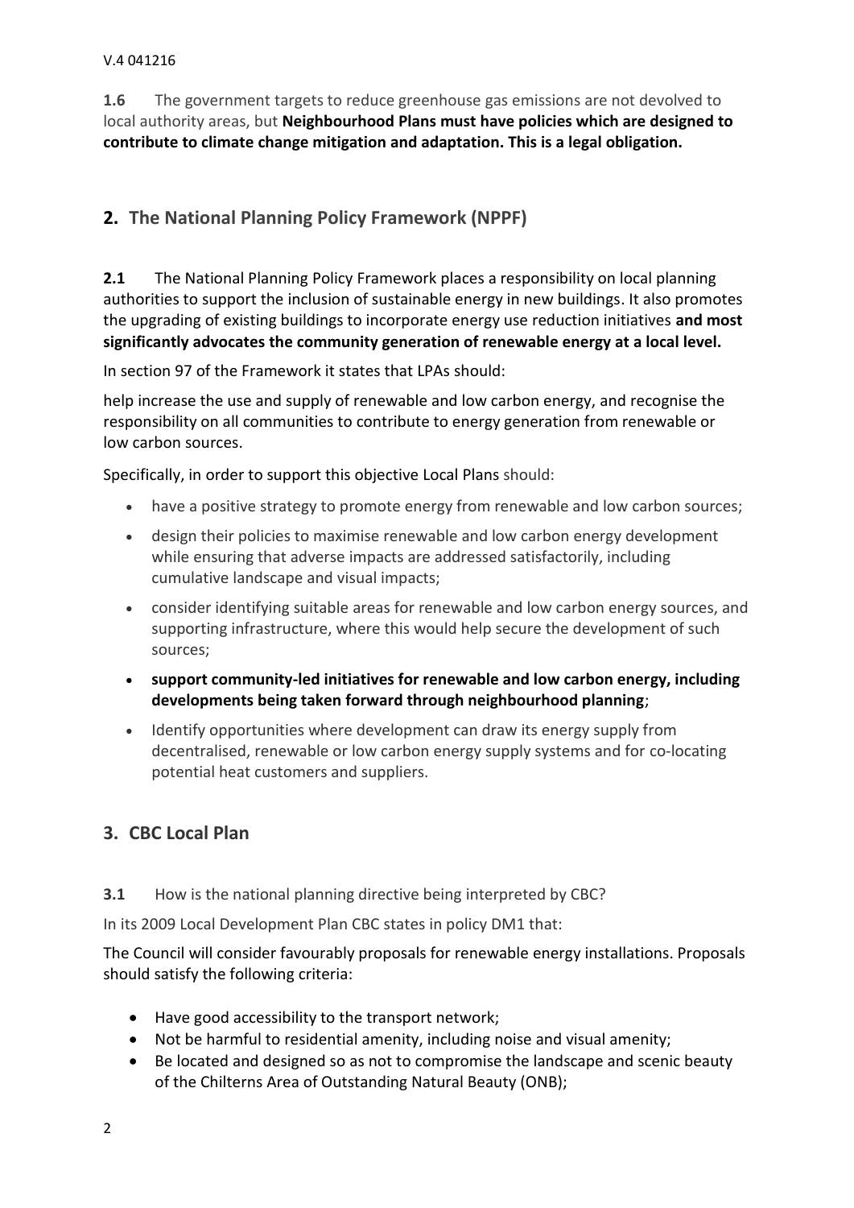**1.6** The government targets to reduce greenhouse gas emissions are not devolved to local authority areas, but **Neighbourhood Plans must have policies which are designed to contribute to climate change mitigation and adaptation. This is a legal obligation.**

## 2. The National Planning Policy Framework (NPPF)

**2.1** The National Planning Policy Framework places a responsibility on local planning authorities to support the inclusion of sustainable energy in new buildings. It also promotes the upgrading of existing buildings to incorporate energy use reduction initiatives **and most significantly advocates the community generation of renewable energy at a local level.**

In section 97 of the Framework it states that LPAs should:

help increase the use and supply of renewable and low carbon energy, and recognise the responsibility on all communities to contribute to energy generation from renewable or low carbon sources.

Specifically, in order to support this objective Local Plans should:

- have a positive strategy to promote energy from renewable and low carbon sources;
- design their policies to maximise renewable and low carbon energy development while ensuring that adverse impacts are addressed satisfactorily, including cumulative landscape and visual impacts;
- consider identifying suitable areas for renewable and low carbon energy sources, and supporting infrastructure, where this would help secure the development of such sources;
- **support community-led initiatives for renewable and low carbon energy, including developments being taken forward through neighbourhood planning**;
- Identify opportunities where development can draw its energy supply from decentralised, renewable or low carbon energy supply systems and for co-locating potential heat customers and suppliers.

## 3. CBC Local Plan

**3.1** How is the national planning directive being interpreted by CBC?

In its 2009 Local Development Plan CBC states in policy DM1 that:

The Council will consider favourably proposals for renewable energy installations. Proposals should satisfy the following criteria:

- Have good accessibility to the transport network;
- Not be harmful to residential amenity, including noise and visual amenity;
- Be located and designed so as not to compromise the landscape and scenic beauty of the Chilterns Area of Outstanding Natural Beauty (ONB);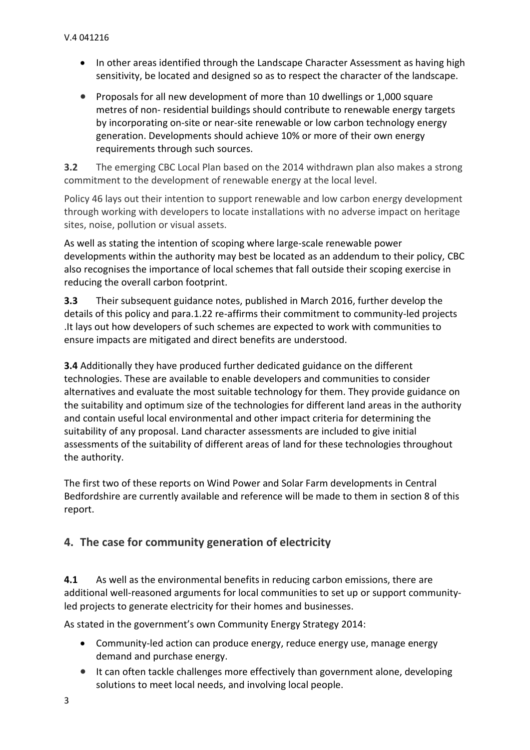- In other areas identified through the Landscape Character Assessment as having high sensitivity, be located and designed so as to respect the character of the landscape.
- Proposals for all new development of more than 10 dwellings or 1,000 square metres of non- residential buildings should contribute to renewable energy targets by incorporating on-site or near-site renewable or low carbon technology energy generation. Developments should achieve 10% or more of their own energy requirements through such sources.

**3.2** The emerging CBC Local Plan based on the 2014 withdrawn plan also makes a strong commitment to the development of renewable energy at the local level.

Policy 46 lays out their intention to support renewable and low carbon energy development through working with developers to locate installations with no adverse impact on heritage sites, noise, pollution or visual assets.

As well as stating the intention of scoping where large-scale renewable power developments within the authority may best be located as an addendum to their policy, CBC also recognises the importance of local schemes that fall outside their scoping exercise in reducing the overall carbon footprint.

**3.3** Their subsequent guidance notes, published in March 2016, further develop the details of this policy and para.1.22 re-affirms their commitment to community-led projects .It lays out how developers of such schemes are expected to work with communities to ensure impacts are mitigated and direct benefits are understood.

**3.4** Additionally they have produced further dedicated guidance on the different technologies. These are available to enable developers and communities to consider alternatives and evaluate the most suitable technology for them. They provide guidance on the suitability and optimum size of the technologies for different land areas in the authority and contain useful local environmental and other impact criteria for determining the suitability of any proposal. Land character assessments are included to give initial assessments of the suitability of different areas of land for these technologies throughout the authority.

The first two of these reports on Wind Power and Solar Farm developments in Central Bedfordshire are currently available and reference will be made to them in section 8 of this report.

## 4. The case for community generation of electricity

**4.1** As well as the environmental benefits in reducing carbon emissions, there are additional well-reasoned arguments for local communities to set up or support community-led projects to generate electricity for their homes and businesses.

As stated in the government's own Community Energy Strategy 2014:

- Community-led action can produce energy, reduce energy use, manage energy demand and purchase energy.
- It can often tackle challenges more effectively than government alone, developing solutions to meet local needs, and involving local people.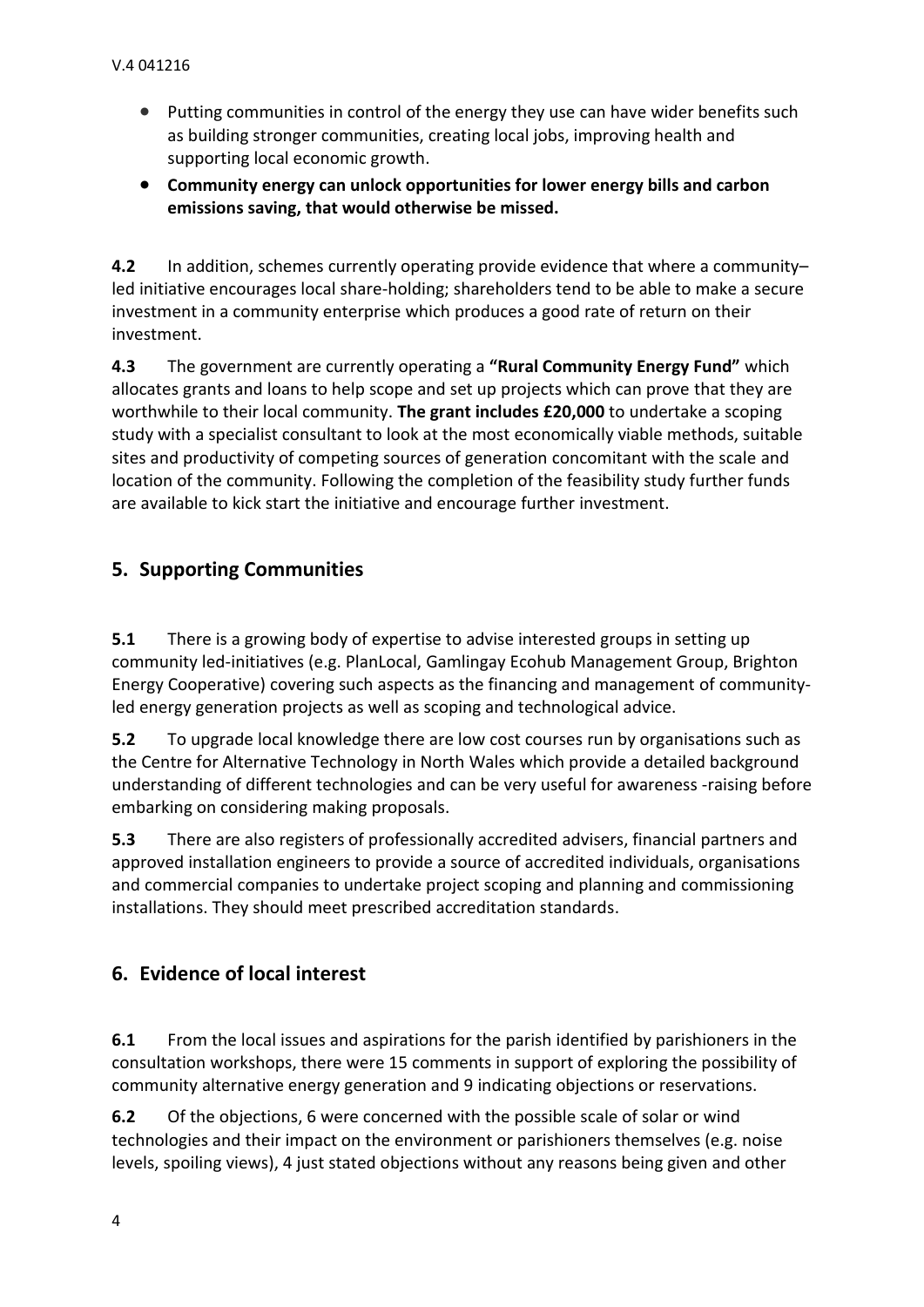- Putting communities in control of the energy they use can have wider benefits such as building stronger communities, creating local jobs, improving health and supporting local economic growth.
- **Community energy can unlock opportunities for lower energy bills and carbon emissions saving, that would otherwise be missed.**

**4.2** In addition, schemes currently operating provide evidence that where a community–led initiative encourages local share-holding; shareholders tend to be able to make a secure investment in a community enterprise which produces a good rate of return on their investment.

**4.3** The government are currently operating a **"Rural Community Energy Fund"** which allocates grants and loans to help scope and set up projects which can prove that they are worthwhile to their local community. **The grant includes £20,000** to undertake a scoping study with a specialist consultant to look at the most economically viable methods, suitable sites and productivity of competing sources of generation concomitant with the scale and location of the community. Following the completion of the feasibility study further funds are available to kick start the initiative and encourage further investment.

## 5. Supporting Communities

**5.1** There is a growing body of expertise to advise interested groups in setting up community led-initiatives (e.g. PlanLocal, Gamlingay Ecohub Management Group, Brighton Energy Cooperative) covering such aspects as the financing and management of community-led energy generation projects as well as scoping and technological advice.

**5.2** To upgrade local knowledge there are low cost courses run by organisations such as the Centre for Alternative Technology in North Wales which provide a detailed background understanding of different technologies and can be very useful for awareness -raising before embarking on considering making proposals.

**5.3** There are also registers of professionally accredited advisers, financial partners and approved installation engineers to provide a source of accredited individuals, organisations and commercial companies to undertake project scoping and planning and commissioning installations. They should meet prescribed accreditation standards.

## 6. Evidence of local interest

**6.1** From the local issues and aspirations for the parish identified by parishioners in the consultation workshops, there were 15 comments in support of exploring the possibility of community alternative energy generation and 9 indicating objections or reservations.

**6.2** Of the objections, 6 were concerned with the possible scale of solar or wind technologies and their impact on the environment or parishioners themselves (e.g. noise levels, spoiling views), 4 just stated objections without any reasons being given and other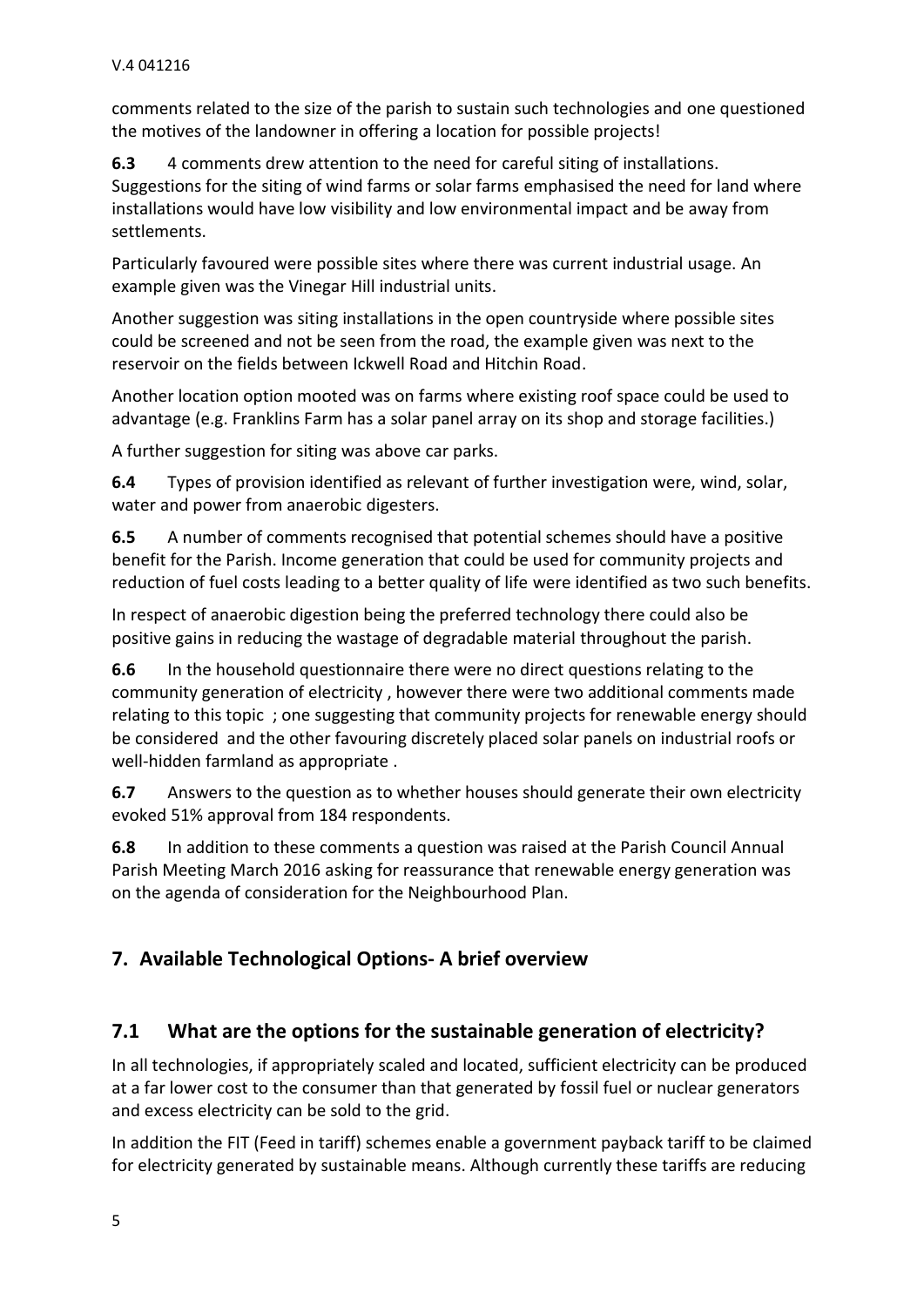comments related to the size of the parish to sustain such technologies and one questioned the motives of the landowner in offering a location for possible projects!

**6.3** 4 comments drew attention to the need for careful siting of installations. Suggestions for the siting of wind farms or solar farms emphasised the need for land where installations would have low visibility and low environmental impact and be away from settlements.

Particularly favoured were possible sites where there was current industrial usage. An example given was the Vinegar Hill industrial units.

Another suggestion was siting installations in the open countryside where possible sites could be screened and not be seen from the road, the example given was next to the reservoir on the fields between Ickwell Road and Hitchin Road.

Another location option mooted was on farms where existing roof space could be used to advantage (e.g. Franklins Farm has a solar panel array on its shop and storage facilities.)

A further suggestion for siting was above car parks.

**6.4** Types of provision identified as relevant of further investigation were, wind, solar, water and power from anaerobic digesters.

**6.5** A number of comments recognised that potential schemes should have a positive benefit for the Parish. Income generation that could be used for community projects and reduction of fuel costs leading to a better quality of life were identified as two such benefits.

In respect of anaerobic digestion being the preferred technology there could also be positive gains in reducing the wastage of degradable material throughout the parish.

**6.6** In the household questionnaire there were no direct questions relating to the community generation of electricity , however there were two additional comments made relating to this topic ; one suggesting that community projects for renewable energy should be considered and the other favouring discretely placed solar panels on industrial roofs or well-hidden farmland as appropriate .

**6.7** Answers to the question as to whether houses should generate their own electricity evoked 51% approval from 184 respondents.

**6.8** In addition to these comments a question was raised at the Parish Council Annual Parish Meeting March 2016 asking for reassurance that renewable energy generation was on the agenda of consideration for the Neighbourhood Plan.

## 7. Available Technological Options- A brief overview

### 7.1 What are the options for the sustainable generation of electricity?

In all technologies, if appropriately scaled and located, sufficient electricity can be produced at a far lower cost to the consumer than that generated by fossil fuel or nuclear generators and excess electricity can be sold to the grid.

In addition the FIT (Feed in tariff) schemes enable a government payback tariff to be claimed for electricity generated by sustainable means. Although currently these tariffs are reducing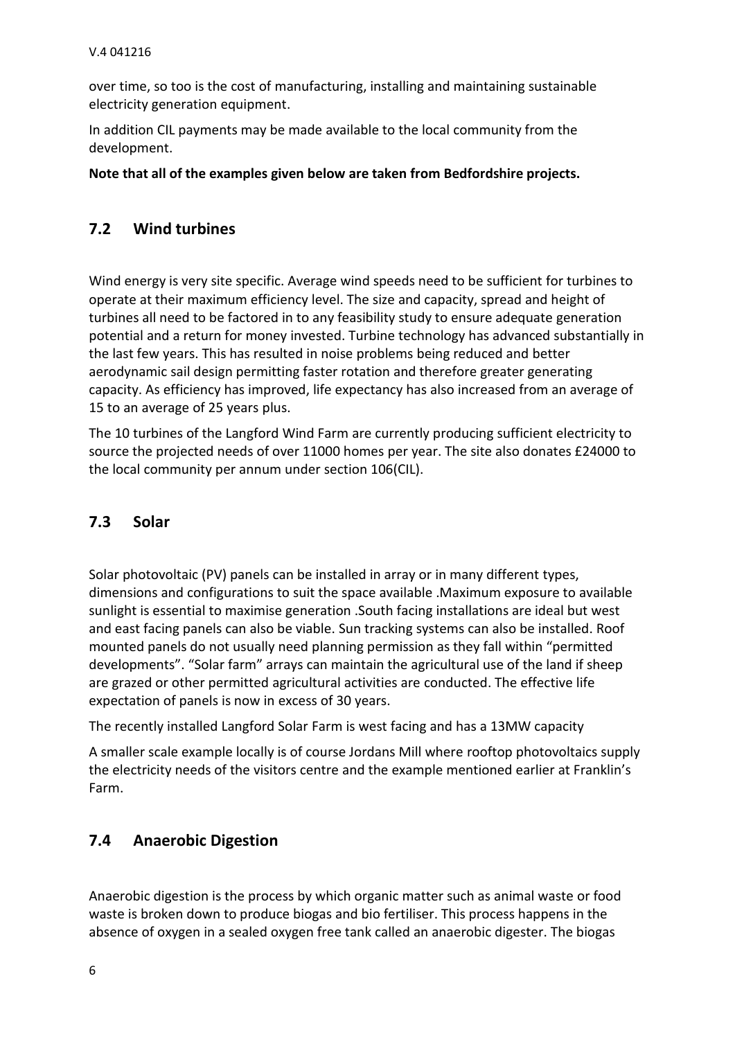over time, so too is the cost of manufacturing, installing and maintaining sustainable electricity generation equipment.

In addition CIL payments may be made available to the local community from the development.

**Note that all of the examples given below are taken from Bedfordshire projects.**

## 7.2 Wind turbines

Wind energy is very site specific. Average wind speeds need to be sufficient for turbines to operate at their maximum efficiency level. The size and capacity, spread and height of turbines all need to be factored in to any feasibility study to ensure adequate generation potential and a return for money invested. Turbine technology has advanced substantially in the last few years. This has resulted in noise problems being reduced and better aerodynamic sail design permitting faster rotation and therefore greater generating capacity. As efficiency has improved, life expectancy has also increased from an average of 15 to an average of 25 years plus.

The 10 turbines of the Langford Wind Farm are currently producing sufficient electricity to source the projected needs of over 11000 homes per year. The site also donates £24000 to the local community per annum under section 106(CIL).

## 7.3 Solar

Solar photovoltaic (PV) panels can be installed in array or in many different types, dimensions and configurations to suit the space available .Maximum exposure to available sunlight is essential to maximise generation .South facing installations are ideal but west and east facing panels can also be viable. Sun tracking systems can also be installed. Roof mounted panels do not usually need planning permission as they fall within "permitted developments". "Solar farm" arrays can maintain the agricultural use of the land if sheep are grazed or other permitted agricultural activities are conducted. The effective life expectation of panels is now in excess of 30 years.

The recently installed Langford Solar Farm is west facing and has a 13MW capacity

A smaller scale example locally is of course Jordans Mill where rooftop photovoltaics supply the electricity needs of the visitors centre and the example mentioned earlier at Franklin's Farm.

## 7.4 Anaerobic Digestion

Anaerobic digestion is the process by which organic matter such as animal waste or food waste is broken down to produce biogas and bio fertiliser. This process happens in the absence of oxygen in a sealed oxygen free tank called an anaerobic digester. The biogas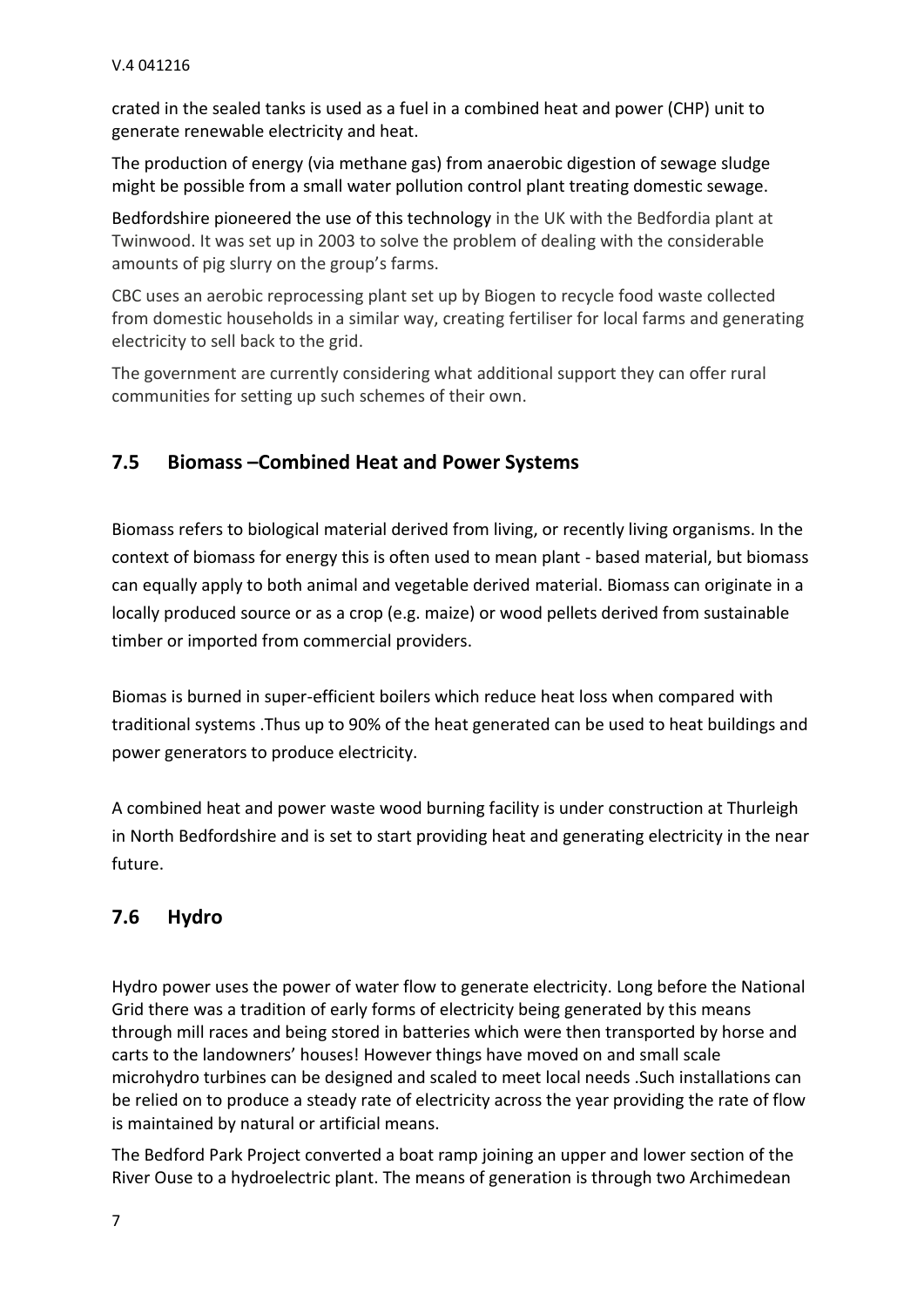crated in the sealed tanks is used as a fuel in a combined heat and power (CHP) unit to generate renewable electricity and heat.

The production of energy (via methane gas) from anaerobic digestion of sewage sludge might be possible from a small water pollution control plant treating domestic sewage.

Bedfordshire pioneered the use of this technology in the UK with the Bedfordia plant at Twinwood. It was set up in 2003 to solve the problem of dealing with the considerable amounts of pig slurry on the group's farms.

CBC uses an aerobic reprocessing plant set up by Biogen to recycle food waste collected from domestic households in a similar way, creating fertiliser for local farms and generating electricity to sell back to the grid.

The government are currently considering what additional support they can offer rural communities for setting up such schemes of their own.

## 7.5 Biomass –Combined Heat and Power Systems

Biomass refers to biological material derived from living, or recently living organisms. In the context of biomass for energy this is often used to mean plant - based material, but biomass can equally apply to both animal and vegetable derived material. Biomass can originate in a locally produced source or as a crop (e.g. maize) or wood pellets derived from sustainable timber or imported from commercial providers.

Biomas is burned in super-efficient boilers which reduce heat loss when compared with traditional systems .Thus up to 90% of the heat generated can be used to heat buildings and power generators to produce electricity.

A combined heat and power waste wood burning facility is under construction at Thurleigh in North Bedfordshire and is set to start providing heat and generating electricity in the near future.

## 7.6 Hydro

Hydro power uses the power of water flow to generate electricity. Long before the National Grid there was a tradition of early forms of electricity being generated by this means through mill races and being stored in batteries which were then transported by horse and carts to the landowners' houses! However things have moved on and small scale microhydro turbines can be designed and scaled to meet local needs .Such installations can be relied on to produce a steady rate of electricity across the year providing the rate of flow is maintained by natural or artificial means.

The Bedford Park Project converted a boat ramp joining an upper and lower section of the River Ouse to a hydroelectric plant. The means of generation is through two Archimedean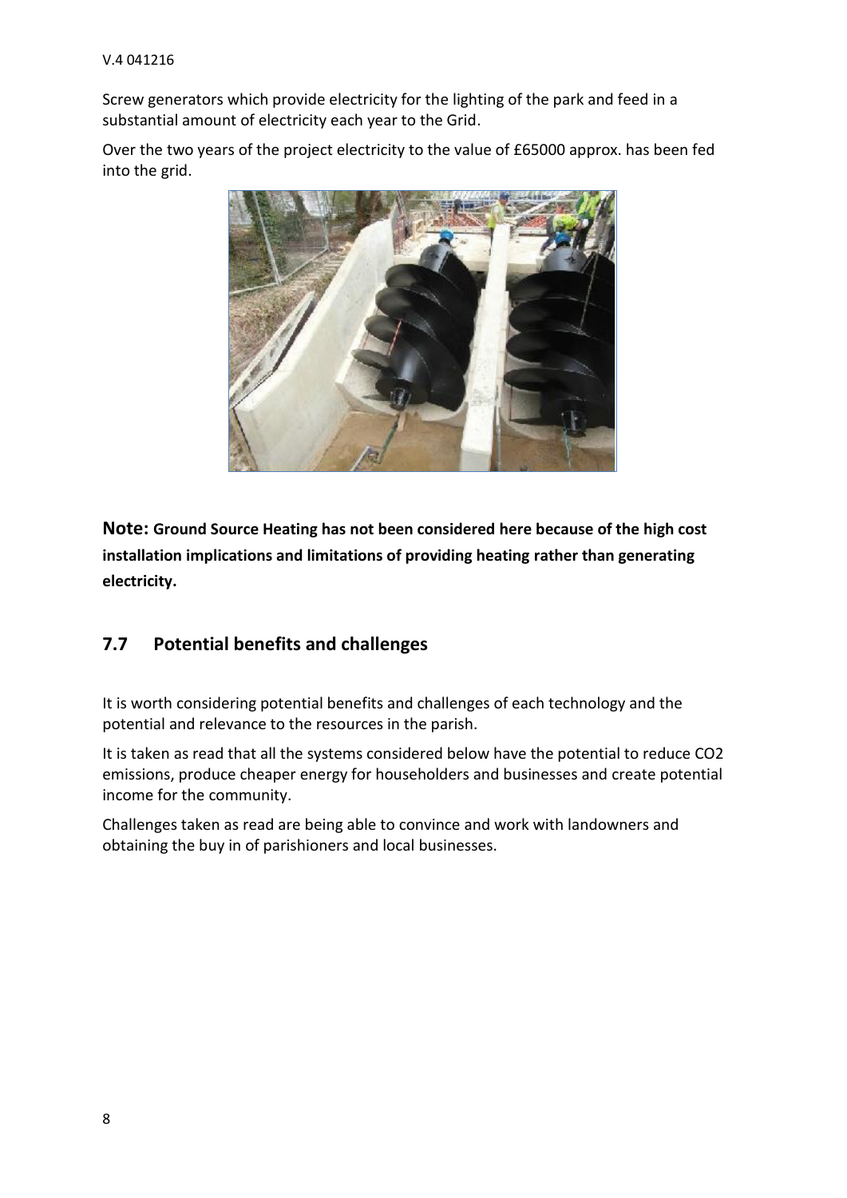Screw generators which provide electricity for the lighting of the park and feed in a substantial amount of electricity each year to the Grid.

Over the two years of the project electricity to the value of £65000 approx. has been fed into the grid.

**Note: Ground Source Heating has not been considered here because of the high cost installation implications and limitations of providing heating rather than generating electricity.**

## 7.7 Potential benefits and challenges

It is worth considering potential benefits and challenges of each technology and the potential and relevance to the resources in the parish.

It is taken as read that all the systems considered below have the potential to reduce $CO_2$ emissions, produce cheaper energy for householders and businesses and create potential income for the community.

Challenges taken as read are being able to convince and work with landowners and obtaining the buy in of parishioners and local businesses.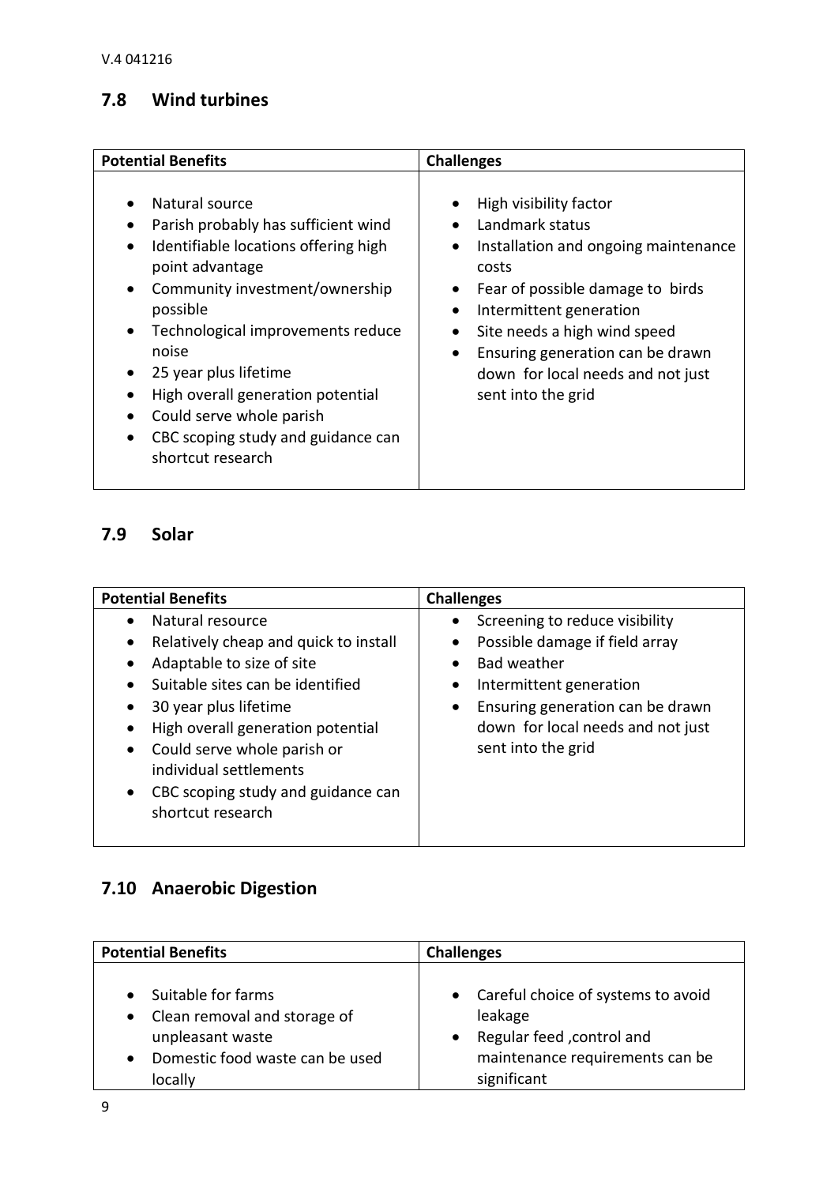## 7.8 Wind turbines

| Potential Benefits | Challenges |
|---|---|
| • Natural source<br>• Parish probably has sufficient wind<br>• Identifiable locations offering high point advantage<br>• Community investment/ownership possible<br>• Technological improvements reduce noise<br>• 25 year plus lifetime<br>• High overall generation potential<br>• Could serve whole parish<br>• CBC scoping study and guidance can shortcut research | • High visibility factor<br>• Landmark status<br>• Installation and ongoing maintenance costs<br>• Fear of possible damage to birds<br>• Intermittent generation<br>• Site needs a high wind speed<br>• Ensuring generation can be drawn down for local needs and not just sent into the grid |

## 7.9 Solar

| Potential Benefits | Challenges |
|---|---|
| • Natural resource<br>• Relatively cheap and quick to install<br>• Adaptable to size of site<br>• Suitable sites can be identified<br>• 30 year plus lifetime<br>• High overall generation potential<br>• Could serve whole parish or individual settlements<br>• CBC scoping study and guidance can shortcut research | • Screening to reduce visibility<br>• Possible damage if field array<br>• Bad weather<br>• Intermittent generation<br>• Ensuring generation can be drawn down for local needs and not just sent into the grid |

## 7.10 Anaerobic Digestion

| Potential Benefits | Challenges |
|---|---|
| • Suitable for farms<br>• Clean removal and storage of unpleasant waste<br>• Domestic food waste can be used locally | • Careful choice of systems to avoid leakage<br>• Regular feed ,control and maintenance requirements can be significant |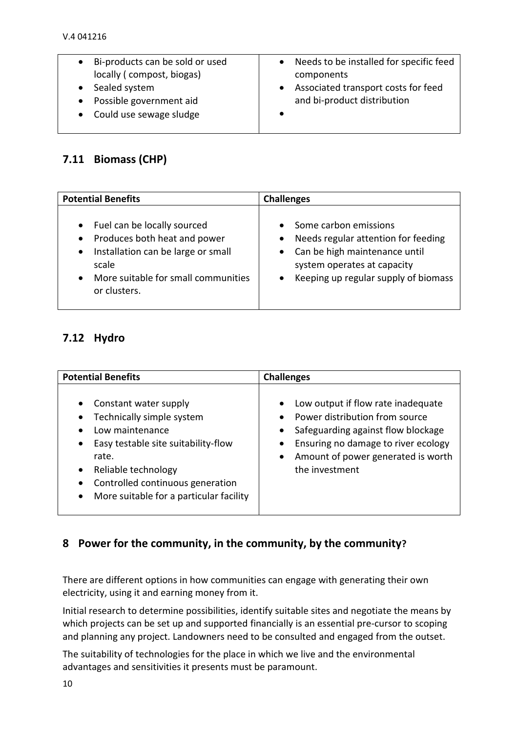| | |
|---|---|
| • Bi-products can be sold or used locally ( compost, biogas)<br>• Sealed system<br>• Possible government aid<br>• Could use sewage sludge | • Needs to be installed for specific feed components<br>• Associated transport costs for feed and bi-product distribution<br>• |

## 7.11 Biomass (CHP)

| Potential Benefits | Challenges |
|---|---|
| • Fuel can be locally sourced<br>• Produces both heat and power<br>• Installation can be large or small scale<br>• More suitable for small communities or clusters. | • Some carbon emissions<br>• Needs regular attention for feeding<br>• Can be high maintenance until system operates at capacity<br>• Keeping up regular supply of biomass |

## 7.12 Hydro

| Potential Benefits | Challenges |
|---|---|
| • Constant water supply<br>• Technically simple system<br>• Low maintenance<br>• Easy testable site suitability-flow rate.<br>• Reliable technology<br>• Controlled continuous generation<br>• More suitable for a particular facility | • Low output if flow rate inadequate<br>• Power distribution from source<br>• Safeguarding against flow blockage<br>• Ensuring no damage to river ecology<br>• Amount of power generated is worth the investment |

# 8 Power for the community, in the community, by the community?

There are different options in how communities can engage with generating their own electricity, using it and earning money from it.

Initial research to determine possibilities, identify suitable sites and negotiate the means by which projects can be set up and supported financially is an essential pre-cursor to scoping and planning any project. Landowners need to be consulted and engaged from the outset.

The suitability of technologies for the place in which we live and the environmental advantages and sensitivities it presents must be paramount.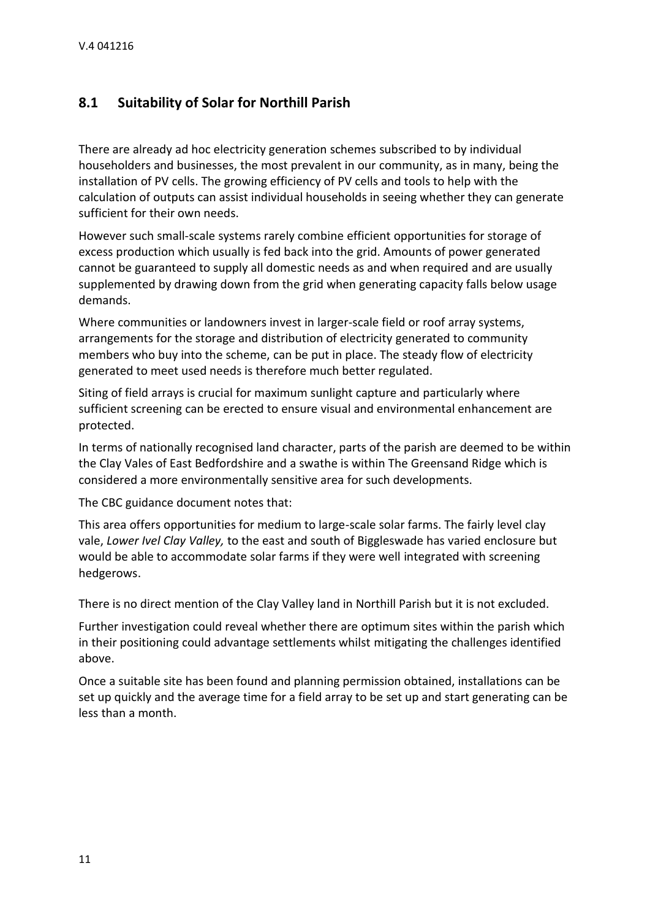## 8.1 Suitability of Solar for Northill Parish

There are already ad hoc electricity generation schemes subscribed to by individual householders and businesses, the most prevalent in our community, as in many, being the installation of PV cells. The growing efficiency of PV cells and tools to help with the calculation of outputs can assist individual households in seeing whether they can generate sufficient for their own needs.

However such small-scale systems rarely combine efficient opportunities for storage of excess production which usually is fed back into the grid. Amounts of power generated cannot be guaranteed to supply all domestic needs as and when required and are usually supplemented by drawing down from the grid when generating capacity falls below usage demands.

Where communities or landowners invest in larger-scale field or roof array systems, arrangements for the storage and distribution of electricity generated to community members who buy into the scheme, can be put in place. The steady flow of electricity generated to meet used needs is therefore much better regulated.

Siting of field arrays is crucial for maximum sunlight capture and particularly where sufficient screening can be erected to ensure visual and environmental enhancement are protected.

In terms of nationally recognised land character, parts of the parish are deemed to be within the Clay Vales of East Bedfordshire and a swathe is within The Greensand Ridge which is considered a more environmentally sensitive area for such developments.

The CBC guidance document notes that:

This area offers opportunities for medium to large-scale solar farms. The fairly level clay vale, *Lower Ivel Clay Valley,* to the east and south of Biggleswade has varied enclosure but would be able to accommodate solar farms if they were well integrated with screening hedgerows.

There is no direct mention of the Clay Valley land in Northill Parish but it is not excluded.

Further investigation could reveal whether there are optimum sites within the parish which in their positioning could advantage settlements whilst mitigating the challenges identified above.

Once a suitable site has been found and planning permission obtained, installations can be set up quickly and the average time for a field array to be set up and start generating can be less than a month.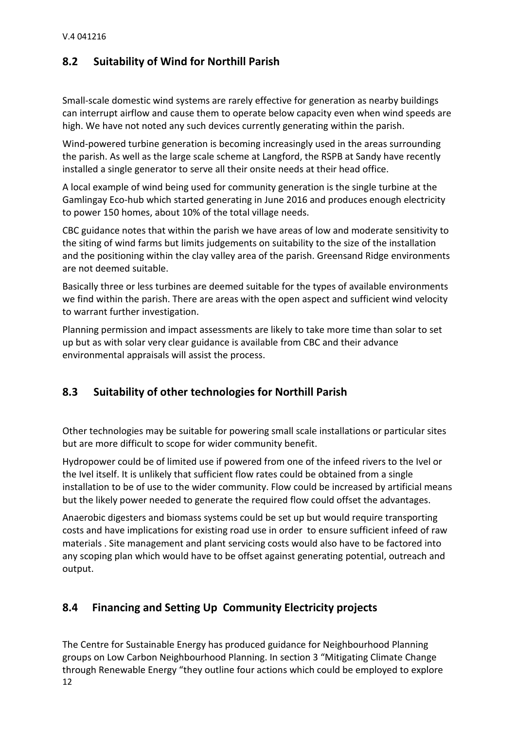## 8.2 Suitability of Wind for Northill Parish

Small-scale domestic wind systems are rarely effective for generation as nearby buildings can interrupt airflow and cause them to operate below capacity even when wind speeds are high. We have not noted any such devices currently generating within the parish.

Wind-powered turbine generation is becoming increasingly used in the areas surrounding the parish. As well as the large scale scheme at Langford, the RSPB at Sandy have recently installed a single generator to serve all their onsite needs at their head office.

A local example of wind being used for community generation is the single turbine at the Gamlingay Eco-hub which started generating in June 2016 and produces enough electricity to power 150 homes, about 10% of the total village needs.

CBC guidance notes that within the parish we have areas of low and moderate sensitivity to the siting of wind farms but limits judgements on suitability to the size of the installation and the positioning within the clay valley area of the parish. Greensand Ridge environments are not deemed suitable.

Basically three or less turbines are deemed suitable for the types of available environments we find within the parish. There are areas with the open aspect and sufficient wind velocity to warrant further investigation.

Planning permission and impact assessments are likely to take more time than solar to set up but as with solar very clear guidance is available from CBC and their advance environmental appraisals will assist the process.

## 8.3 Suitability of other technologies for Northill Parish

Other technologies may be suitable for powering small scale installations or particular sites but are more difficult to scope for wider community benefit.

Hydropower could be of limited use if powered from one of the infeed rivers to the Ivel or the Ivel itself. It is unlikely that sufficient flow rates could be obtained from a single installation to be of use to the wider community. Flow could be increased by artificial means but the likely power needed to generate the required flow could offset the advantages.

Anaerobic digesters and biomass systems could be set up but would require transporting costs and have implications for existing road use in order to ensure sufficient infeed of raw materials . Site management and plant servicing costs would also have to be factored into any scoping plan which would have to be offset against generating potential, outreach and output.

## 8.4 Financing and Setting Up Community Electricity projects

The Centre for Sustainable Energy has produced guidance for Neighbourhood Planning groups on Low Carbon Neighbourhood Planning. In section 3 "Mitigating Climate Change through Renewable Energy "they outline four actions which could be employed to explore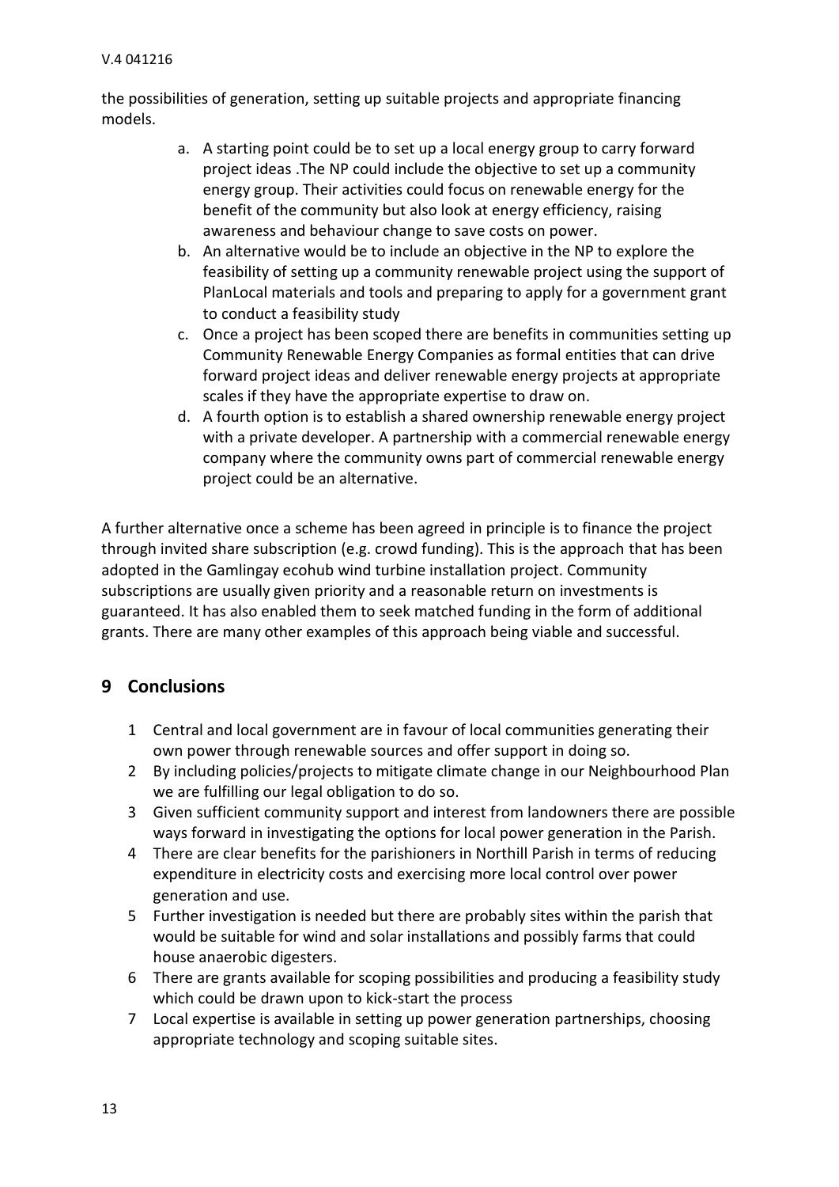the possibilities of generation, setting up suitable projects and appropriate financing models.

a. A starting point could be to set up a local energy group to carry forward project ideas .The NP could include the objective to set up a community energy group. Their activities could focus on renewable energy for the benefit of the community but also look at energy efficiency, raising awareness and behaviour change to save costs on power.
b. An alternative would be to include an objective in the NP to explore the feasibility of setting up a community renewable project using the support of PlanLocal materials and tools and preparing to apply for a government grant to conduct a feasibility study
c. Once a project has been scoped there are benefits in communities setting up Community Renewable Energy Companies as formal entities that can drive forward project ideas and deliver renewable energy projects at appropriate scales if they have the appropriate expertise to draw on.
d. A fourth option is to establish a shared ownership renewable energy project with a private developer. A partnership with a commercial renewable energy company where the community owns part of commercial renewable energy project could be an alternative.

A further alternative once a scheme has been agreed in principle is to finance the project through invited share subscription (e.g. crowd funding). This is the approach that has been adopted in the Gamlingay ecohub wind turbine installation project. Community subscriptions are usually given priority and a reasonable return on investments is guaranteed. It has also enabled them to seek matched funding in the form of additional grants. There are many other examples of this approach being viable and successful.

## 9 Conclusions

1. Central and local government are in favour of local communities generating their own power through renewable sources and offer support in doing so.
2. By including policies/projects to mitigate climate change in our Neighbourhood Plan we are fulfilling our legal obligation to do so.
3. Given sufficient community support and interest from landowners there are possible ways forward in investigating the options for local power generation in the Parish.
4. There are clear benefits for the parishioners in Northill Parish in terms of reducing expenditure in electricity costs and exercising more local control over power generation and use.
5. Further investigation is needed but there are probably sites within the parish that would be suitable for wind and solar installations and possibly farms that could house anaerobic digesters.
6. There are grants available for scoping possibilities and producing a feasibility study which could be drawn upon to kick-start the process
7. Local expertise is available in setting up power generation partnerships, choosing appropriate technology and scoping suitable sites.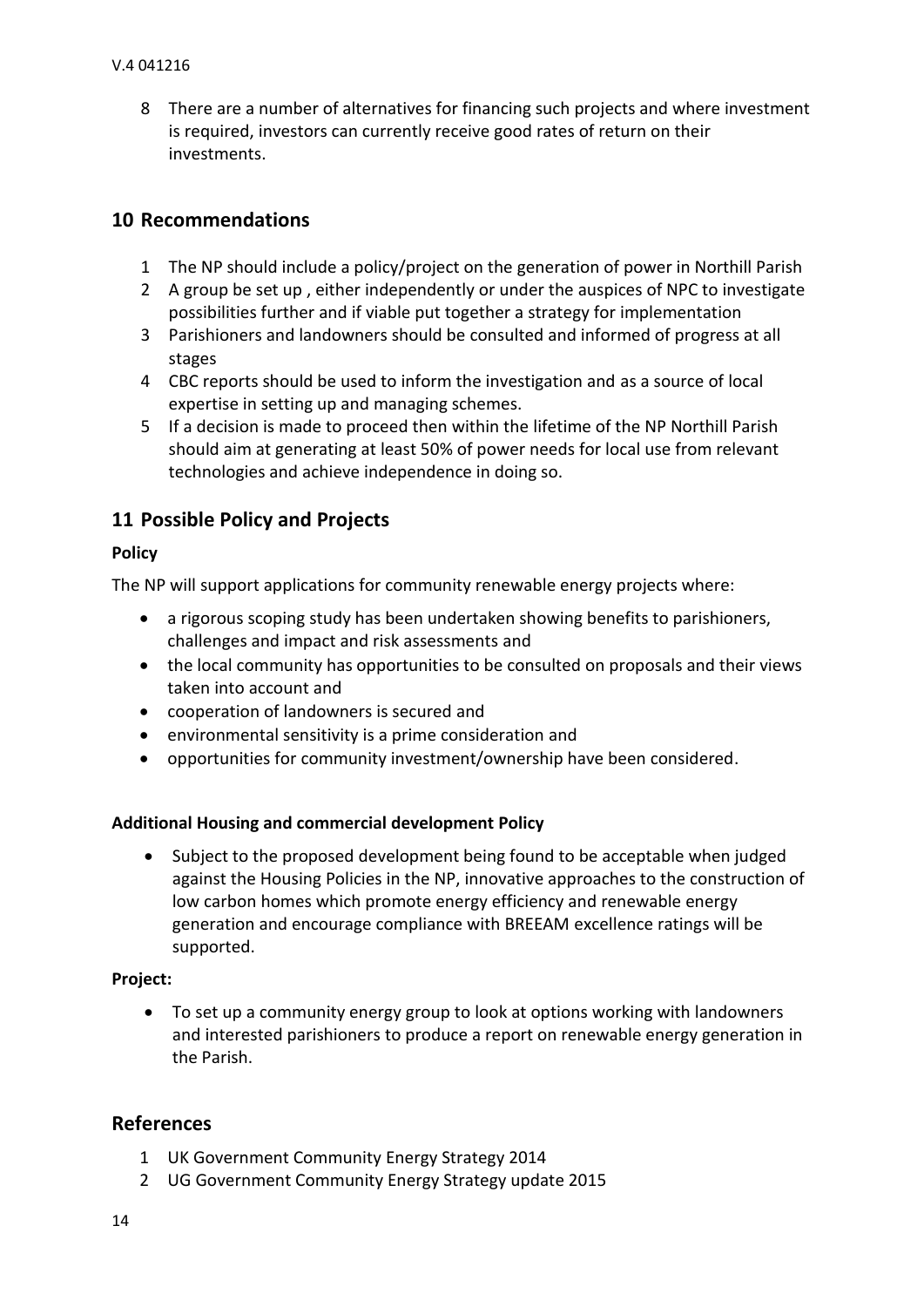8. There are a number of alternatives for financing such projects and where investment is required, investors can currently receive good rates of return on their investments.

## 10 Recommendations

1. The NP should include a policy/project on the generation of power in Northill Parish
2. A group be set up , either independently or under the auspices of NPC to investigate possibilities further and if viable put together a strategy for implementation
3. Parishioners and landowners should be consulted and informed of progress at all stages
4. CBC reports should be used to inform the investigation and as a source of local expertise in setting up and managing schemes.
5. If a decision is made to proceed then within the lifetime of the NP Northill Parish should aim at generating at least 50% of power needs for local use from relevant technologies and achieve independence in doing so.

## 11 Possible Policy and Projects

**Policy**

The NP will support applications for community renewable energy projects where:

- a rigorous scoping study has been undertaken showing benefits to parishioners, challenges and impact and risk assessments and
- the local community has opportunities to be consulted on proposals and their views taken into account and
- cooperation of landowners is secured and
- environmental sensitivity is a prime consideration and
- opportunities for community investment/ownership have been considered.

**Additional Housing and commercial development Policy**

- Subject to the proposed development being found to be acceptable when judged against the Housing Policies in the NP, innovative approaches to the construction of low carbon homes which promote energy efficiency and renewable energy generation and encourage compliance with BREEAM excellence ratings will be supported.

**Project:**

- To set up a community energy group to look at options working with landowners and interested parishioners to produce a report on renewable energy generation in the Parish.

## References

1. UK Government Community Energy Strategy 2014
2. UG Government Community Energy Strategy update 2015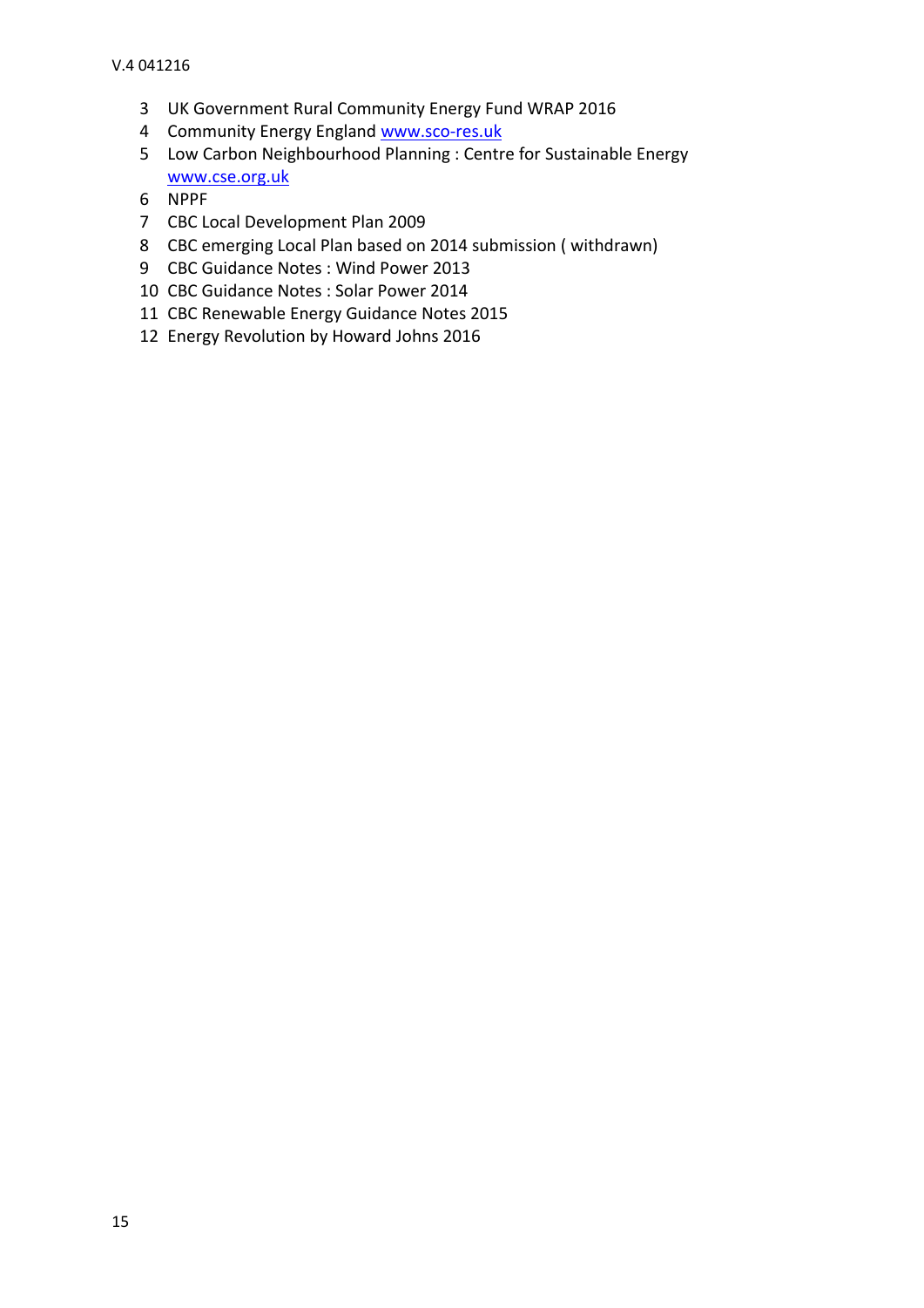3. UK Government Rural Community Energy Fund WRAP 2016
4. Community Energy England www.sco-res.uk
5. Low Carbon Neighbourhood Planning : Centre for Sustainable Energy www.cse.org.uk
6. NPPF
7. CBC Local Development Plan 2009
8. CBC emerging Local Plan based on 2014 submission ( withdrawn)
9. CBC Guidance Notes : Wind Power 2013
10. CBC Guidance Notes : Solar Power 2014
11. CBC Renewable Energy Guidance Notes 2015
12. Energy Revolution by Howard Johns 2016